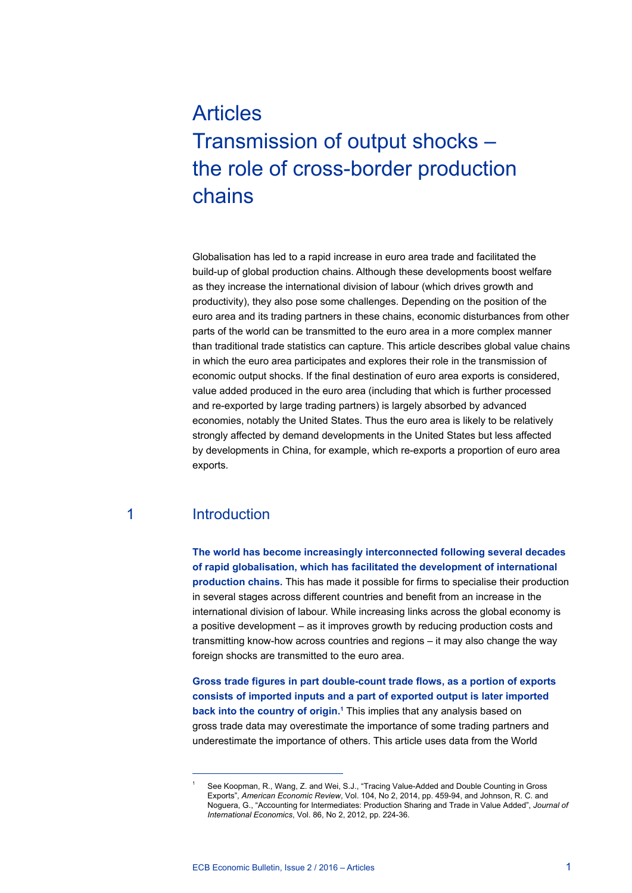# Articles
# Transmission of output shocks – the role of cross-border production chains

Globalisation has led to a rapid increase in euro area trade and facilitated the build-up of global production chains. Although these developments boost welfare as they increase the international division of labour (which drives growth and productivity), they also pose some challenges. Depending on the position of the euro area and its trading partners in these chains, economic disturbances from other parts of the world can be transmitted to the euro area in a more complex manner than traditional trade statistics can capture. This article describes global value chains in which the euro area participates and explores their role in the transmission of economic output shocks. If the final destination of euro area exports is considered, value added produced in the euro area (including that which is further processed and re-exported by large trading partners) is largely absorbed by advanced economies, notably the United States. Thus the euro area is likely to be relatively strongly affected by demand developments in the United States but less affected by developments in China, for example, which re-exports a proportion of euro area exports.

## 1 Introduction

**The world has become increasingly interconnected following several decades of rapid globalisation, which has facilitated the development of international production chains.** This has made it possible for firms to specialise their production in several stages across different countries and benefit from an increase in the international division of labour. While increasing links across the global economy is a positive development – as it improves growth by reducing production costs and transmitting know-how across countries and regions – it may also change the way foreign shocks are transmitted to the euro area.

**Gross trade figures in part double-count trade flows, as a portion of exports consists of imported inputs and a part of exported output is later imported back into the country of origin.**[1] This implies that any analysis based on gross trade data may overestimate the importance of some trading partners and underestimate the importance of others. This article uses data from the World

[1] See Koopman, R., Wang, Z. and Wei, S.J., "Tracing Value-Added and Double Counting in Gross Exports", *American Economic Review*, Vol. 104, No 2, 2014, pp. 459-94, and Johnson, R. C. and Noguera, G., "Accounting for Intermediates: Production Sharing and Trade in Value Added", *Journal of International Economics*, Vol. 86, No 2, 2012, pp. 224-36.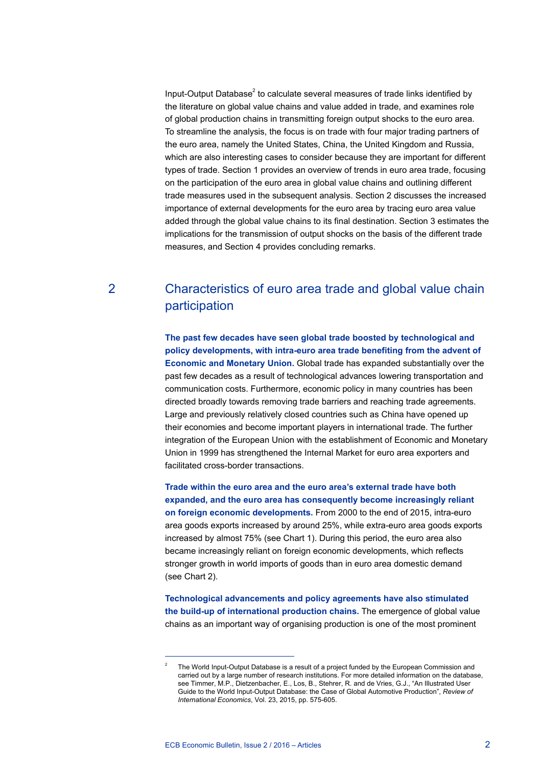Input-Output Database[2] to calculate several measures of trade links identified by the literature on global value chains and value added in trade, and examines role of global production chains in transmitting foreign output shocks to the euro area. To streamline the analysis, the focus is on trade with four major trading partners of the euro area, namely the United States, China, the United Kingdom and Russia, which are also interesting cases to consider because they are important for different types of trade. Section 1 provides an overview of trends in euro area trade, focusing on the participation of the euro area in global value chains and outlining different trade measures used in the subsequent analysis. Section 2 discusses the increased importance of external developments for the euro area by tracing euro area value added through the global value chains to its final destination. Section 3 estimates the implications for the transmission of output shocks on the basis of the different trade measures, and Section 4 provides concluding remarks.

## 2 Characteristics of euro area trade and global value chain participation

**The past few decades have seen global trade boosted by technological and policy developments, with intra-euro area trade benefiting from the advent of Economic and Monetary Union.** Global trade has expanded substantially over the past few decades as a result of technological advances lowering transportation and communication costs. Furthermore, economic policy in many countries has been directed broadly towards removing trade barriers and reaching trade agreements. Large and previously relatively closed countries such as China have opened up their economies and become important players in international trade. The further integration of the European Union with the establishment of Economic and Monetary Union in 1999 has strengthened the Internal Market for euro area exporters and facilitated cross-border transactions.

**Trade within the euro area and the euro area's external trade have both expanded, and the euro area has consequently become increasingly reliant on foreign economic developments.** From 2000 to the end of 2015, intra-euro area goods exports increased by around 25%, while extra-euro area goods exports increased by almost 75% (see Chart 1). During this period, the euro area also became increasingly reliant on foreign economic developments, which reflects stronger growth in world imports of goods than in euro area domestic demand (see Chart 2).

**Technological advancements and policy agreements have also stimulated the build-up of international production chains.** The emergence of global value chains as an important way of organising production is one of the most prominent

---

[2] The World Input-Output Database is a result of a project funded by the European Commission and carried out by a large number of research institutions. For more detailed information on the database, see Timmer, M.P., Dietzenbacher, E., Los, B., Stehrer, R. and de Vries, G.J., "An Illustrated User Guide to the World Input-Output Database: the Case of Global Automotive Production", *Review of International Economics*, Vol. 23, 2015, pp. 575-605.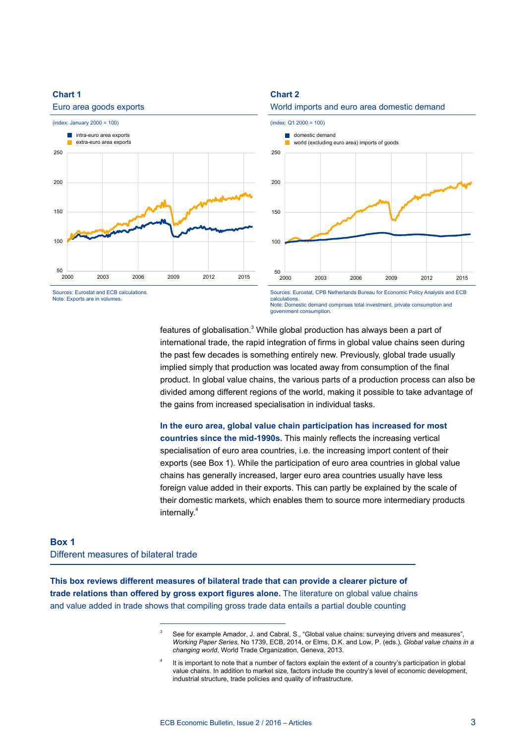**Chart 1**
Euro area goods exports

(index: January 2000 = 100)

- intra-euro area exports
- extra-euro area exports

Sources: Eurostat and ECB calculations.
Note: Exports are in volumes.

**Chart 2**
World imports and euro area domestic demand

(index: Q1 2000 = 100)

- domestic demand
- world (excluding euro area) imports of goods

Sources: Eurostat, CPB Netherlands Bureau for Economic Policy Analysis and ECB calculations.
Note: Domestic demand comprises total investment, private consumption and government consumption.

features of globalisation.[3] While global production has always been a part of international trade, the rapid integration of firms in global value chains seen during the past few decades is something entirely new. Previously, global trade usually implied simply that production was located away from consumption of the final product. In global value chains, the various parts of a production process can also be divided among different regions of the world, making it possible to take advantage of the gains from increased specialisation in individual tasks.

**In the euro area, global value chain participation has increased for most countries since the mid-1990s.** This mainly reflects the increasing vertical specialisation of euro area countries, i.e. the increasing import content of their exports (see Box 1). While the participation of euro area countries in global value chains has generally increased, larger euro area countries usually have less foreign value added in their exports. This can partly be explained by the scale of their domestic markets, which enables them to source more intermediary products internally.[4]

## Box 1
### Different measures of bilateral trade

**This box reviews different measures of bilateral trade that can provide a clearer picture of trade relations than offered by gross export figures alone.** The literature on global value chains and value added in trade shows that compiling gross trade data entails a partial double counting

---

[3] See for example Amador, J. and Cabral, S., "Global value chains: surveying drivers and measures", *Working Paper Series*, No 1739, ECB, 2014, or Elms, D.K. and Low, P. (eds.), *Global value chains in a changing world*, World Trade Organization, Geneva, 2013.

[4] It is important to note that a number of factors explain the extent of a country's participation in global value chains. In addition to market size, factors include the country's level of economic development, industrial structure, trade policies and quality of infrastructure.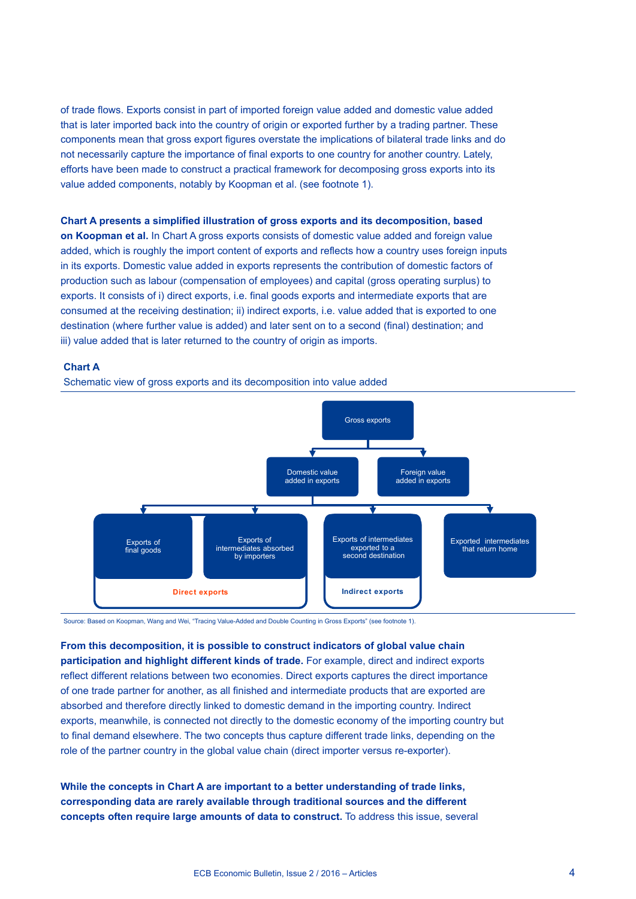of trade flows. Exports consist in part of imported foreign value added and domestic value added that is later imported back into the country of origin or exported further by a trading partner. These components mean that gross export figures overstate the implications of bilateral trade links and do not necessarily capture the importance of final exports to one country for another country. Lately, efforts have been made to construct a practical framework for decomposing gross exports into its value added components, notably by Koopman et al. (see footnote 1).

**Chart A presents a simplified illustration of gross exports and its decomposition, based on Koopman et al.** In Chart A gross exports consists of domestic value added and foreign value added, which is roughly the import content of exports and reflects how a country uses foreign inputs in its exports. Domestic value added in exports represents the contribution of domestic factors of production such as labour (compensation of employees) and capital (gross operating surplus) to exports. It consists of i) direct exports, i.e. final goods exports and intermediate exports that are consumed at the receiving destination; ii) indirect exports, i.e. value added that is exported to one destination (where further value is added) and later sent on to a second (final) destination; and iii) value added that is later returned to the country of origin as imports.

**Chart A**

Schematic view of gross exports and its decomposition into value added

- Gross exports
  - Domestic value added in exports
    - Direct exports
      - Exports of final goods
      - Exports of intermediates absorbed by importers
    - Indirect exports
      - Exports of intermediates exported to a second destination
    - Exported intermediates that return home
  - Foreign value added in exports

Source: Based on Koopman, Wang and Wei, "Tracing Value-Added and Double Counting in Gross Exports" (see footnote 1).

**From this decomposition, it is possible to construct indicators of global value chain participation and highlight different kinds of trade.** For example, direct and indirect exports reflect different relations between two economies. Direct exports captures the direct importance of one trade partner for another, as all finished and intermediate products that are exported are absorbed and therefore directly linked to domestic demand in the importing country. Indirect exports, meanwhile, is connected not directly to the domestic economy of the importing country but to final demand elsewhere. The two concepts thus capture different trade links, depending on the role of the partner country in the global value chain (direct importer versus re-exporter).

**While the concepts in Chart A are important to a better understanding of trade links, corresponding data are rarely available through traditional sources and the different concepts often require large amounts of data to construct.** To address this issue, several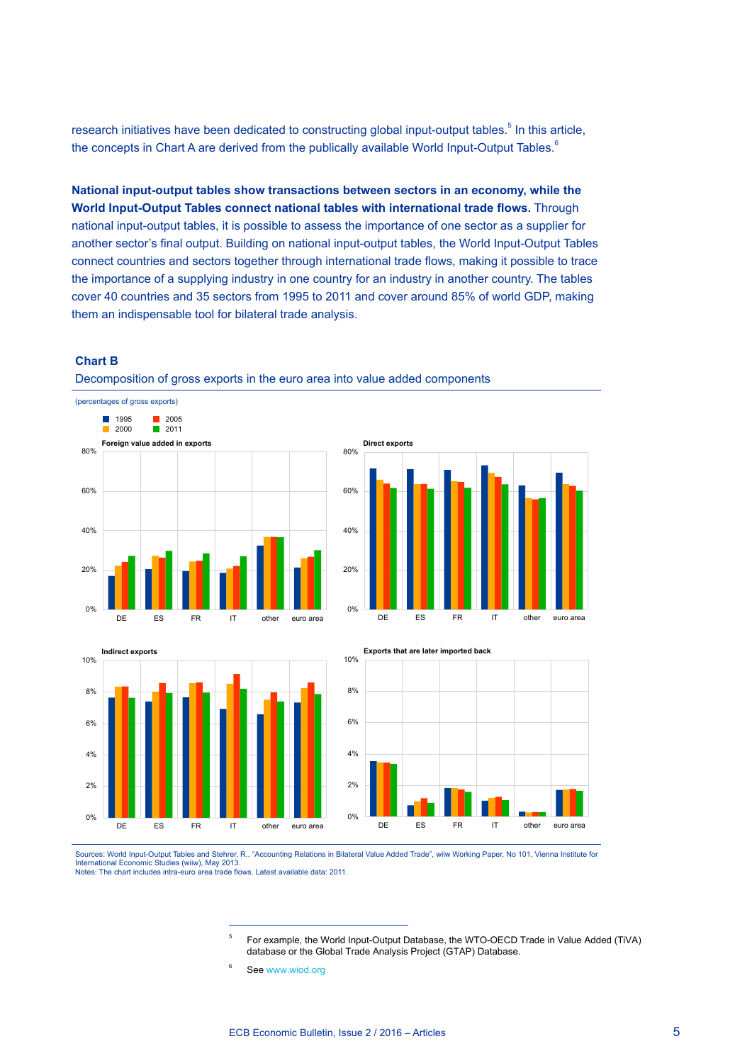research initiatives have been dedicated to constructing global input-output tables.[5] In this article, the concepts in Chart A are derived from the publically available World Input-Output Tables.[6]

**National input-output tables show transactions between sectors in an economy, while the World Input-Output Tables connect national tables with international trade flows.** Through national input-output tables, it is possible to assess the importance of one sector as a supplier for another sector's final output. Building on national input-output tables, the World Input-Output Tables connect countries and sectors together through international trade flows, making it possible to trace the importance of a supplying industry in one country for an industry in another country. The tables cover 40 countries and 35 sectors from 1995 to 2011 and cover around 85% of world GDP, making them an indispensable tool for bilateral trade analysis.

**Chart B**

Decomposition of gross exports in the euro area into value added components

(percentages of gross exports)

Sources: World Input-Output Tables and Stehrer, R., "Accounting Relations in Bilateral Value Added Trade", wiiw Working Paper, No 101, Vienna Institute for International Economic Studies (wiiw), May 2013.
Notes: The chart includes intra-euro area trade flows. Latest available data: 2011.

[5] For example, the World Input-Output Database, the WTO-OECD Trade in Value Added (TiVA) database or the Global Trade Analysis Project (GTAP) Database.

[6] See www.wiod.org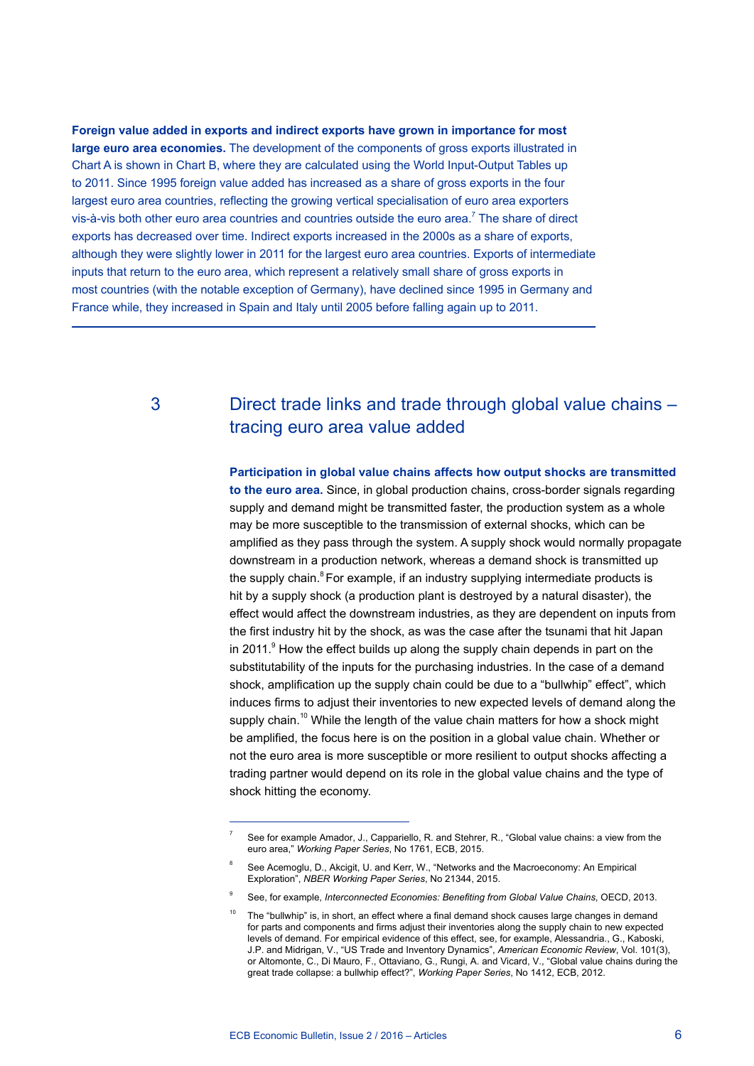**Foreign value added in exports and indirect exports have grown in importance for most large euro area economies.** The development of the components of gross exports illustrated in Chart A is shown in Chart B, where they are calculated using the World Input-Output Tables up to 2011. Since 1995 foreign value added has increased as a share of gross exports in the four largest euro area countries, reflecting the growing vertical specialisation of euro area exporters vis-à-vis both other euro area countries and countries outside the euro area.[7] The share of direct exports has decreased over time. Indirect exports increased in the 2000s as a share of exports, although they were slightly lower in 2011 for the largest euro area countries. Exports of intermediate inputs that return to the euro area, which represent a relatively small share of gross exports in most countries (with the notable exception of Germany), have declined since 1995 in Germany and France while, they increased in Spain and Italy until 2005 before falling again up to 2011.

## 3 Direct trade links and trade through global value chains – tracing euro area value added

**Participation in global value chains affects how output shocks are transmitted to the euro area.** Since, in global production chains, cross-border signals regarding supply and demand might be transmitted faster, the production system as a whole may be more susceptible to the transmission of external shocks, which can be amplified as they pass through the system. A supply shock would normally propagate downstream in a production network, whereas a demand shock is transmitted up the supply chain.[8] For example, if an industry supplying intermediate products is hit by a supply shock (a production plant is destroyed by a natural disaster), the effect would affect the downstream industries, as they are dependent on inputs from the first industry hit by the shock, as was the case after the tsunami that hit Japan in 2011.[9] How the effect builds up along the supply chain depends in part on the substitutability of the inputs for the purchasing industries. In the case of a demand shock, amplification up the supply chain could be due to a "bullwhip" effect", which induces firms to adjust their inventories to new expected levels of demand along the supply chain.[10] While the length of the value chain matters for how a shock might be amplified, the focus here is on the position in a global value chain. Whether or not the euro area is more susceptible or more resilient to output shocks affecting a trading partner would depend on its role in the global value chains and the type of shock hitting the economy.

---

[7] See for example Amador, J., Cappariello, R. and Stehrer, R., "Global value chains: a view from the euro area," *Working Paper Series*, No 1761, ECB, 2015.

[8] See Acemoglu, D., Akcigit, U. and Kerr, W., "Networks and the Macroeconomy: An Empirical Exploration", *NBER Working Paper Series*, No 21344, 2015.

[9] See, for example, *Interconnected Economies: Benefiting from Global Value Chains*, OECD, 2013.

[10] The "bullwhip" is, in short, an effect where a final demand shock causes large changes in demand for parts and components and firms adjust their inventories along the supply chain to new expected levels of demand. For empirical evidence of this effect, see, for example, Alessandria., G., Kaboski, J.P. and Midrigan, V., "US Trade and Inventory Dynamics", *American Economic Review*, Vol. 101(3), or Altomonte, C., Di Mauro, F., Ottaviano, G., Rungi, A. and Vicard, V., "Global value chains during the great trade collapse: a bullwhip effect?", *Working Paper Series*, No 1412, ECB, 2012.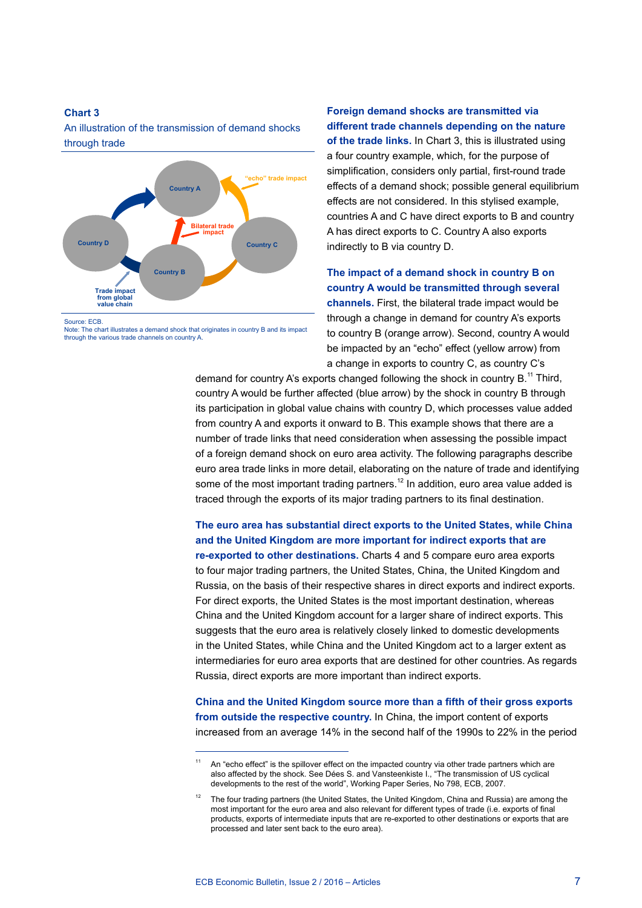**Chart 3**

An illustration of the transmission of demand shocks through trade

Source: ECB.
Note: The chart illustrates a demand shock that originates in country B and its impact through the various trade channels on country A.

**Foreign demand shocks are transmitted via different trade channels depending on the nature of the trade links.** In Chart 3, this is illustrated using a four country example, which, for the purpose of simplification, considers only partial, first-round trade effects of a demand shock; possible general equilibrium effects are not considered. In this stylised example, countries A and C have direct exports to B and country A has direct exports to C. Country A also exports indirectly to B via country D.

**The impact of a demand shock in country B on country A would be transmitted through several channels.** First, the bilateral trade impact would be through a change in demand for country A's exports to country B (orange arrow). Second, country A would be impacted by an "echo" effect (yellow arrow) from a change in exports to country C, as country C's demand for country A's exports changed following the shock in country B.[11] Third, country A would be further affected (blue arrow) by the shock in country B through its participation in global value chains with country D, which processes value added from country A and exports it onward to B. This example shows that there are a number of trade links that need consideration when assessing the possible impact of a foreign demand shock on euro area activity. The following paragraphs describe euro area trade links in more detail, elaborating on the nature of trade and identifying some of the most important trading partners.[12] In addition, euro area value added is traced through the exports of its major trading partners to its final destination.

**The euro area has substantial direct exports to the United States, while China and the United Kingdom are more important for indirect exports that are re-exported to other destinations.** Charts 4 and 5 compare euro area exports to four major trading partners, the United States, China, the United Kingdom and Russia, on the basis of their respective shares in direct exports and indirect exports. For direct exports, the United States is the most important destination, whereas China and the United Kingdom account for a larger share of indirect exports. This suggests that the euro area is relatively closely linked to domestic developments in the United States, while China and the United Kingdom act to a larger extent as intermediaries for euro area exports that are destined for other countries. As regards Russia, direct exports are more important than indirect exports.

**China and the United Kingdom source more than a fifth of their gross exports from outside the respective country.** In China, the import content of exports increased from an average 14% in the second half of the 1990s to 22% in the period

---

[11] An "echo effect" is the spillover effect on the impacted country via other trade partners which are also affected by the shock. See Dées S. and Vansteenkiste I., "The transmission of US cyclical developments to the rest of the world", Working Paper Series, No 798, ECB, 2007.

[12] The four trading partners (the United States, the United Kingdom, China and Russia) are among the most important for the euro area and also relevant for different types of trade (i.e. exports of final products, exports of intermediate inputs that are re-exported to other destinations or exports that are processed and later sent back to the euro area).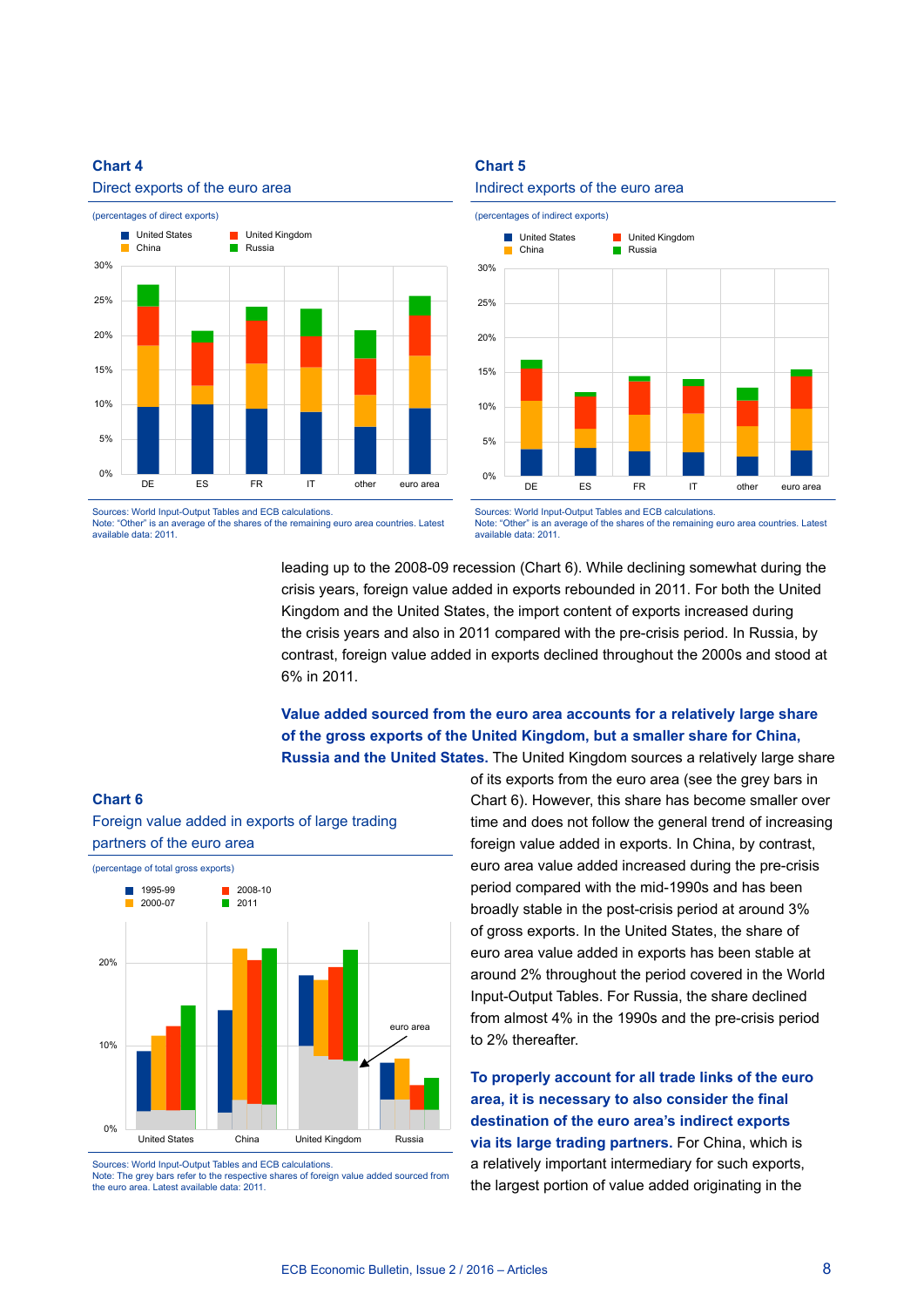**Chart 4**

Direct exports of the euro area

(percentages of direct exports)

Sources: World Input-Output Tables and ECB calculations.
Note: "Other" is an average of the shares of the remaining euro area countries. Latest available data: 2011.

**Chart 5**

Indirect exports of the euro area

(percentages of indirect exports)

Sources: World Input-Output Tables and ECB calculations.
Note: "Other" is an average of the shares of the remaining euro area countries. Latest available data: 2011.

leading up to the 2008-09 recession (Chart 6). While declining somewhat during the crisis years, foreign value added in exports rebounded in 2011. For both the United Kingdom and the United States, the import content of exports increased during the crisis years and also in 2011 compared with the pre-crisis period. In Russia, by contrast, foreign value added in exports declined throughout the 2000s and stood at 6% in 2011.

**Value added sourced from the euro area accounts for a relatively large share of the gross exports of the United Kingdom, but a smaller share for China, Russia and the United States.** The United Kingdom sources a relatively large share of its exports from the euro area (see the grey bars in Chart 6). However, this share has become smaller over time and does not follow the general trend of increasing foreign value added in exports. In China, by contrast, euro area value added increased during the pre-crisis period compared with the mid-1990s and has been broadly stable in the post-crisis period at around 3% of gross exports. In the United States, the share of euro area value added in exports has been stable at around 2% throughout the period covered in the World Input-Output Tables. For Russia, the share declined from almost 4% in the 1990s and the pre-crisis period to 2% thereafter.

**Chart 6**

Foreign value added in exports of large trading partners of the euro area

(percentage of total gross exports)

Sources: World Input-Output Tables and ECB calculations.
Note: The grey bars refer to the respective shares of foreign value added sourced from the euro area. Latest available data: 2011.

**To properly account for all trade links of the euro area, it is necessary to also consider the final destination of the euro area's indirect exports via its large trading partners.** For China, which is a relatively important intermediary for such exports, the largest portion of value added originating in the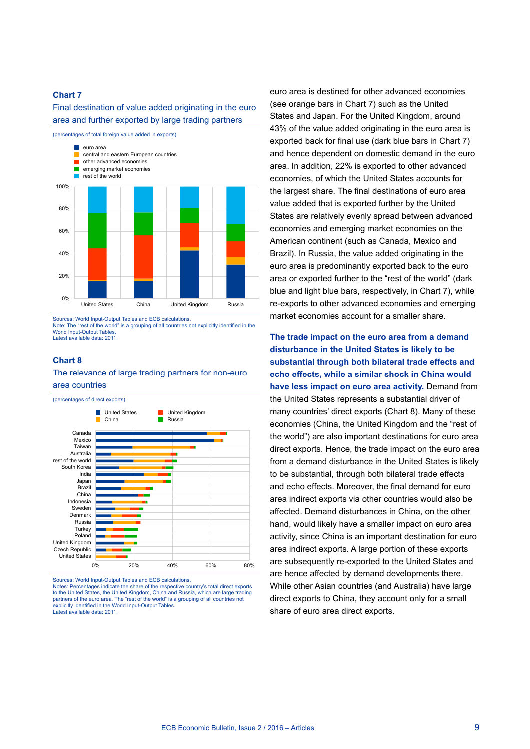### Chart 7

Final destination of value added originating in the euro area and further exported by large trading partners

(percentages of total foreign value added in exports)

Sources: World Input-Output Tables and ECB calculations.
Note: The "rest of the world" is a grouping of all countries not explicitly identified in the World Input-Output Tables.
Latest available data: 2011.

### Chart 8

The relevance of large trading partners for non-euro area countries

(percentages of direct exports)

Sources: World Input-Output Tables and ECB calculations.
Notes: Percentages indicate the share of the respective country's total direct exports to the United States, the United Kingdom, China and Russia, which are large trading partners of the euro area. The "rest of the world" is a grouping of all countries not explicitly identified in the World Input-Output Tables.
Latest available data: 2011.

euro area is destined for other advanced economies (see orange bars in Chart 7) such as the United States and Japan. For the United Kingdom, around 43% of the value added originating in the euro area is exported back for final use (dark blue bars in Chart 7) and hence dependent on domestic demand in the euro area. In addition, 22% is exported to other advanced economies, of which the United States accounts for the largest share. The final destinations of euro area value added that is exported further by the United States are relatively evenly spread between advanced economies and emerging market economies on the American continent (such as Canada, Mexico and Brazil). In Russia, the value added originating in the euro area is predominantly exported back to the euro area or exported further to the "rest of the world" (dark blue and light blue bars, respectively, in Chart 7), while re-exports to other advanced economies and emerging market economies account for a smaller share.

**The trade impact on the euro area from a demand disturbance in the United States is likely to be substantial through both bilateral trade effects and echo effects, while a similar shock in China would have less impact on euro area activity.** Demand from the United States represents a substantial driver of many countries' direct exports (Chart 8). Many of these economies (China, the United Kingdom and the "rest of the world") are also important destinations for euro area direct exports. Hence, the trade impact on the euro area from a demand disturbance in the United States is likely to be substantial, through both bilateral trade effects and echo effects. Moreover, the final demand for euro area indirect exports via other countries would also be affected. Demand disturbances in China, on the other hand, would likely have a smaller impact on euro area activity, since China is an important destination for euro area indirect exports. A large portion of these exports are subsequently re-exported to the United States and are hence affected by demand developments there. While other Asian countries (and Australia) have large direct exports to China, they account only for a small share of euro area direct exports.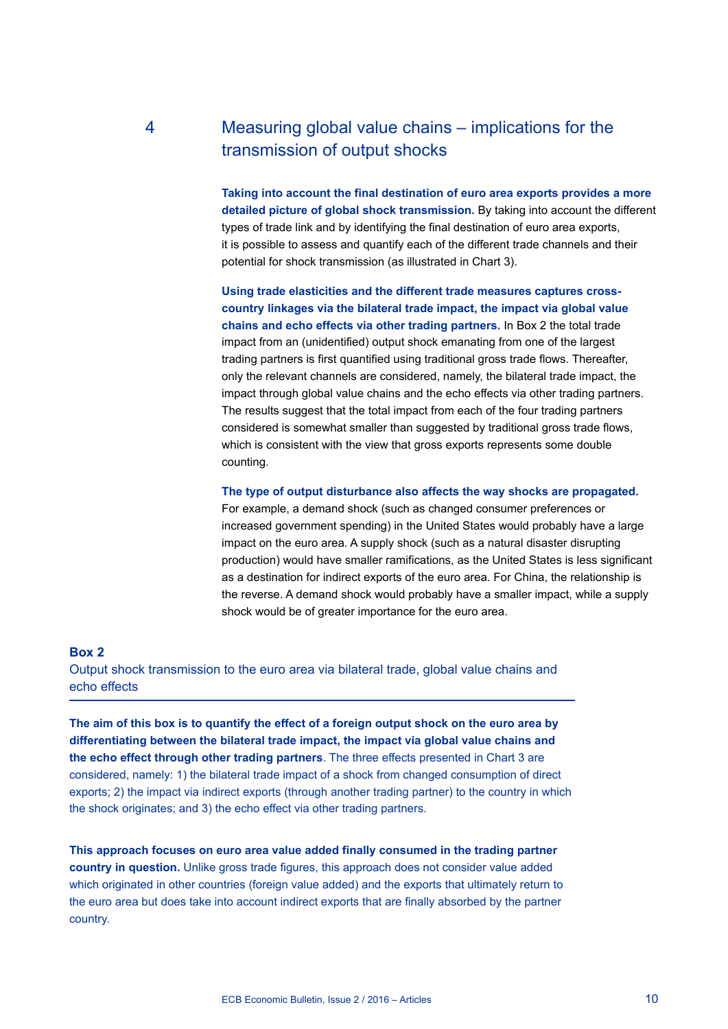## 4 Measuring global value chains – implications for the transmission of output shocks

**Taking into account the final destination of euro area exports provides a more detailed picture of global shock transmission.** By taking into account the different types of trade link and by identifying the final destination of euro area exports, it is possible to assess and quantify each of the different trade channels and their potential for shock transmission (as illustrated in Chart 3).

**Using trade elasticities and the different trade measures captures cross-country linkages via the bilateral trade impact, the impact via global value chains and echo effects via other trading partners.** In Box 2 the total trade impact from an (unidentified) output shock emanating from one of the largest trading partners is first quantified using traditional gross trade flows. Thereafter, only the relevant channels are considered, namely, the bilateral trade impact, the impact through global value chains and the echo effects via other trading partners. The results suggest that the total impact from each of the four trading partners considered is somewhat smaller than suggested by traditional gross trade flows, which is consistent with the view that gross exports represents some double counting.

**The type of output disturbance also affects the way shocks are propagated.** For example, a demand shock (such as changed consumer preferences or increased government spending) in the United States would probably have a large impact on the euro area. A supply shock (such as a natural disaster disrupting production) would have smaller ramifications, as the United States is less significant as a destination for indirect exports of the euro area. For China, the relationship is the reverse. A demand shock would probably have a smaller impact, while a supply shock would be of greater importance for the euro area.

### Box 2
### Output shock transmission to the euro area via bilateral trade, global value chains and echo effects

**The aim of this box is to quantify the effect of a foreign output shock on the euro area by differentiating between the bilateral trade impact, the impact via global value chains and the echo effect through other trading partners**. The three effects presented in Chart 3 are considered, namely: 1) the bilateral trade impact of a shock from changed consumption of direct exports; 2) the impact via indirect exports (through another trading partner) to the country in which the shock originates; and 3) the echo effect via other trading partners.

**This approach focuses on euro area value added finally consumed in the trading partner country in question.** Unlike gross trade figures, this approach does not consider value added which originated in other countries (foreign value added) and the exports that ultimately return to the euro area but does take into account indirect exports that are finally absorbed by the partner country.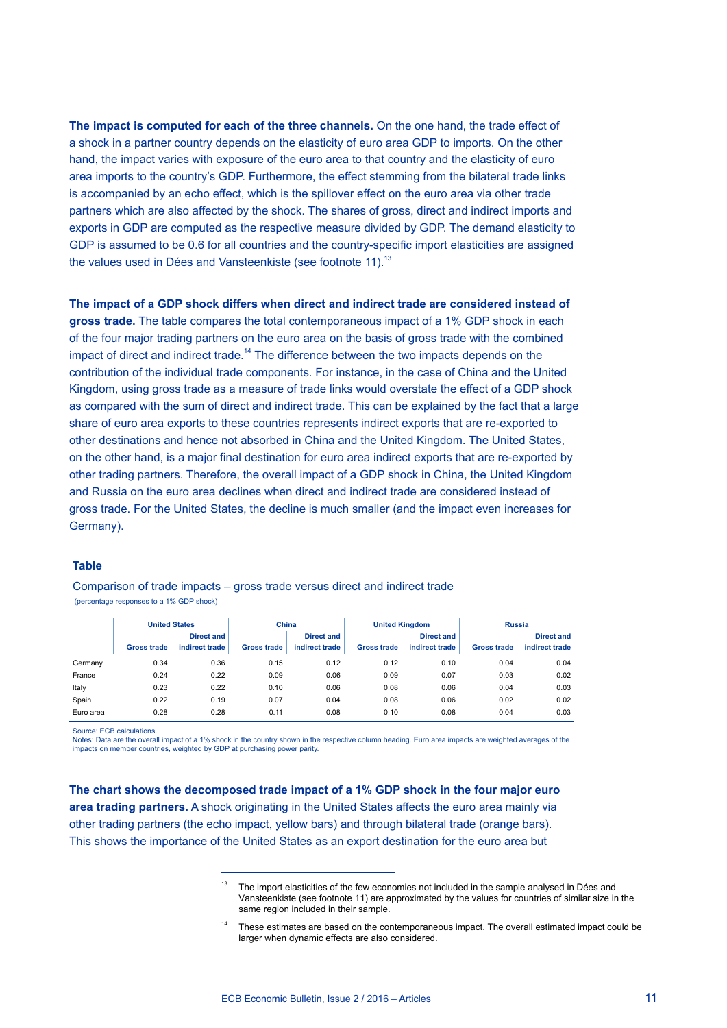**The impact is computed for each of the three channels.** On the one hand, the trade effect of a shock in a partner country depends on the elasticity of euro area GDP to imports. On the other hand, the impact varies with exposure of the euro area to that country and the elasticity of euro area imports to the country's GDP. Furthermore, the effect stemming from the bilateral trade links is accompanied by an echo effect, which is the spillover effect on the euro area via other trade partners which are also affected by the shock. The shares of gross, direct and indirect imports and exports in GDP are computed as the respective measure divided by GDP. The demand elasticity to GDP is assumed to be 0.6 for all countries and the country-specific import elasticities are assigned the values used in Dées and Vansteenkiste (see footnote 11).[13]

**The impact of a GDP shock differs when direct and indirect trade are considered instead of gross trade.** The table compares the total contemporaneous impact of a 1% GDP shock in each of the four major trading partners on the euro area on the basis of gross trade with the combined impact of direct and indirect trade.[14] The difference between the two impacts depends on the contribution of the individual trade components. For instance, in the case of China and the United Kingdom, using gross trade as a measure of trade links would overstate the effect of a GDP shock as compared with the sum of direct and indirect trade. This can be explained by the fact that a large share of euro area exports to these countries represents indirect exports that are re-exported to other destinations and hence not absorbed in China and the United Kingdom. The United States, on the other hand, is a major final destination for euro area indirect exports that are re-exported by other trading partners. Therefore, the overall impact of a GDP shock in China, the United Kingdom and Russia on the euro area declines when direct and indirect trade are considered instead of gross trade. For the United States, the decline is much smaller (and the impact even increases for Germany).

**Table**

Comparison of trade impacts – gross trade versus direct and indirect trade

(percentage responses to a 1% GDP shock)

| | United States | | China | | United Kingdom | | Russia | |
|---|---|---|---|---|---|---|---|---|
| | Gross trade | Direct and indirect trade | Gross trade | Direct and indirect trade | Gross trade | Direct and indirect trade | Gross trade | Direct and indirect trade |
| Germany | 0.34 | 0.36 | 0.15 | 0.12 | 0.12 | 0.10 | 0.04 | 0.04 |
| France | 0.24 | 0.22 | 0.09 | 0.06 | 0.09 | 0.07 | 0.03 | 0.02 |
| Italy | 0.23 | 0.22 | 0.10 | 0.06 | 0.08 | 0.06 | 0.04 | 0.03 |
| Spain | 0.22 | 0.19 | 0.07 | 0.04 | 0.08 | 0.06 | 0.02 | 0.02 |
| Euro area | 0.28 | 0.28 | 0.11 | 0.08 | 0.10 | 0.08 | 0.04 | 0.03 |

Source: ECB calculations.
Notes: Data are the overall impact of a 1% shock in the country shown in the respective column heading. Euro area impacts are weighted averages of the impacts on member countries, weighted by GDP at purchasing power parity.

**The chart shows the decomposed trade impact of a 1% GDP shock in the four major euro area trading partners.** A shock originating in the United States affects the euro area mainly via other trading partners (the echo impact, yellow bars) and through bilateral trade (orange bars). This shows the importance of the United States as an export destination for the euro area but

[13] The import elasticities of the few economies not included in the sample analysed in Dées and Vansteenkiste (see footnote 11) are approximated by the values for countries of similar size in the same region included in their sample.

[14] These estimates are based on the contemporaneous impact. The overall estimated impact could be larger when dynamic effects are also considered.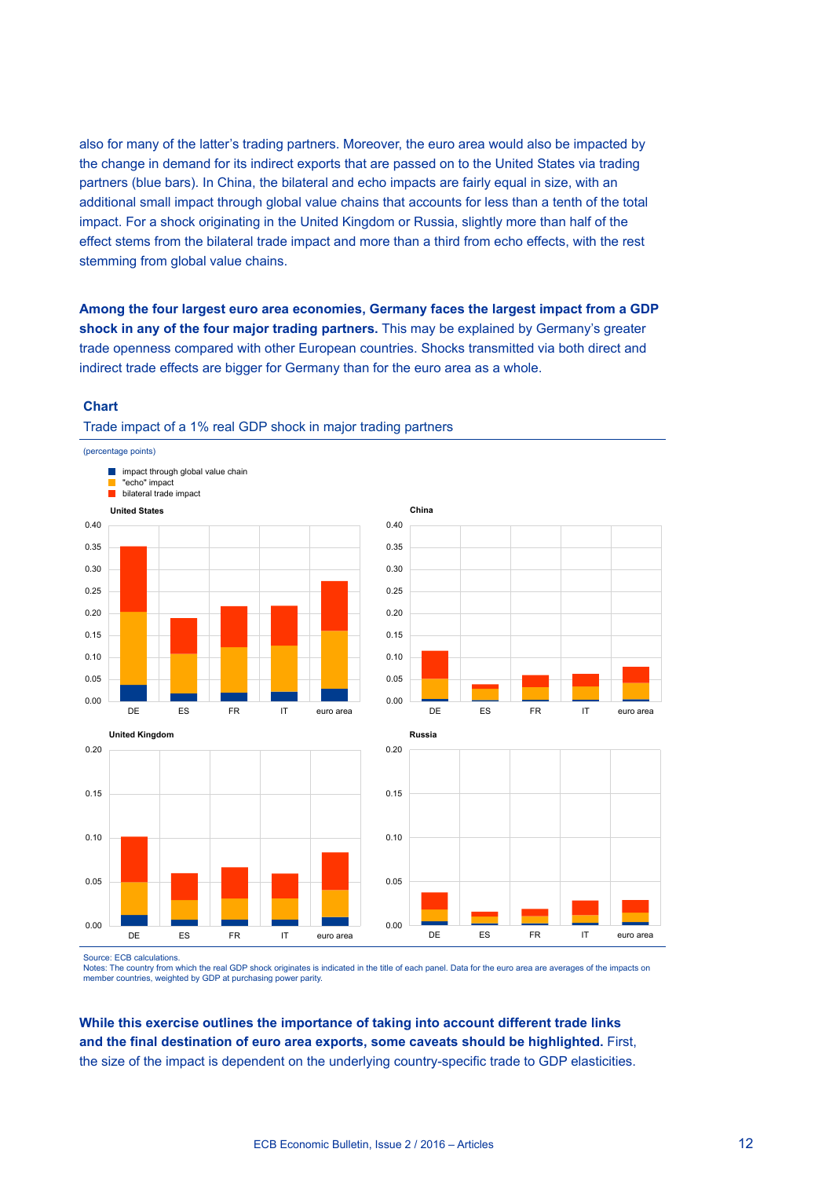also for many of the latter's trading partners. Moreover, the euro area would also be impacted by the change in demand for its indirect exports that are passed on to the United States via trading partners (blue bars). In China, the bilateral and echo impacts are fairly equal in size, with an additional small impact through global value chains that accounts for less than a tenth of the total impact. For a shock originating in the United Kingdom or Russia, slightly more than half of the effect stems from the bilateral trade impact and more than a third from echo effects, with the rest stemming from global value chains.

**Among the four largest euro area economies, Germany faces the largest impact from a GDP shock in any of the four major trading partners.** This may be explained by Germany's greater trade openness compared with other European countries. Shocks transmitted via both direct and indirect trade effects are bigger for Germany than for the euro area as a whole.

**Chart**

Trade impact of a 1% real GDP shock in major trading partners

(percentage points)

- impact through global value chain
- "echo" impact
- bilateral trade impact

United States | China | United Kingdom | Russia

Source: ECB calculations.
Notes: The country from which the real GDP shock originates is indicated in the title of each panel. Data for the euro area are averages of the impacts on member countries, weighted by GDP at purchasing power parity.

**While this exercise outlines the importance of taking into account different trade links and the final destination of euro area exports, some caveats should be highlighted.** First, the size of the impact is dependent on the underlying country-specific trade to GDP elasticities.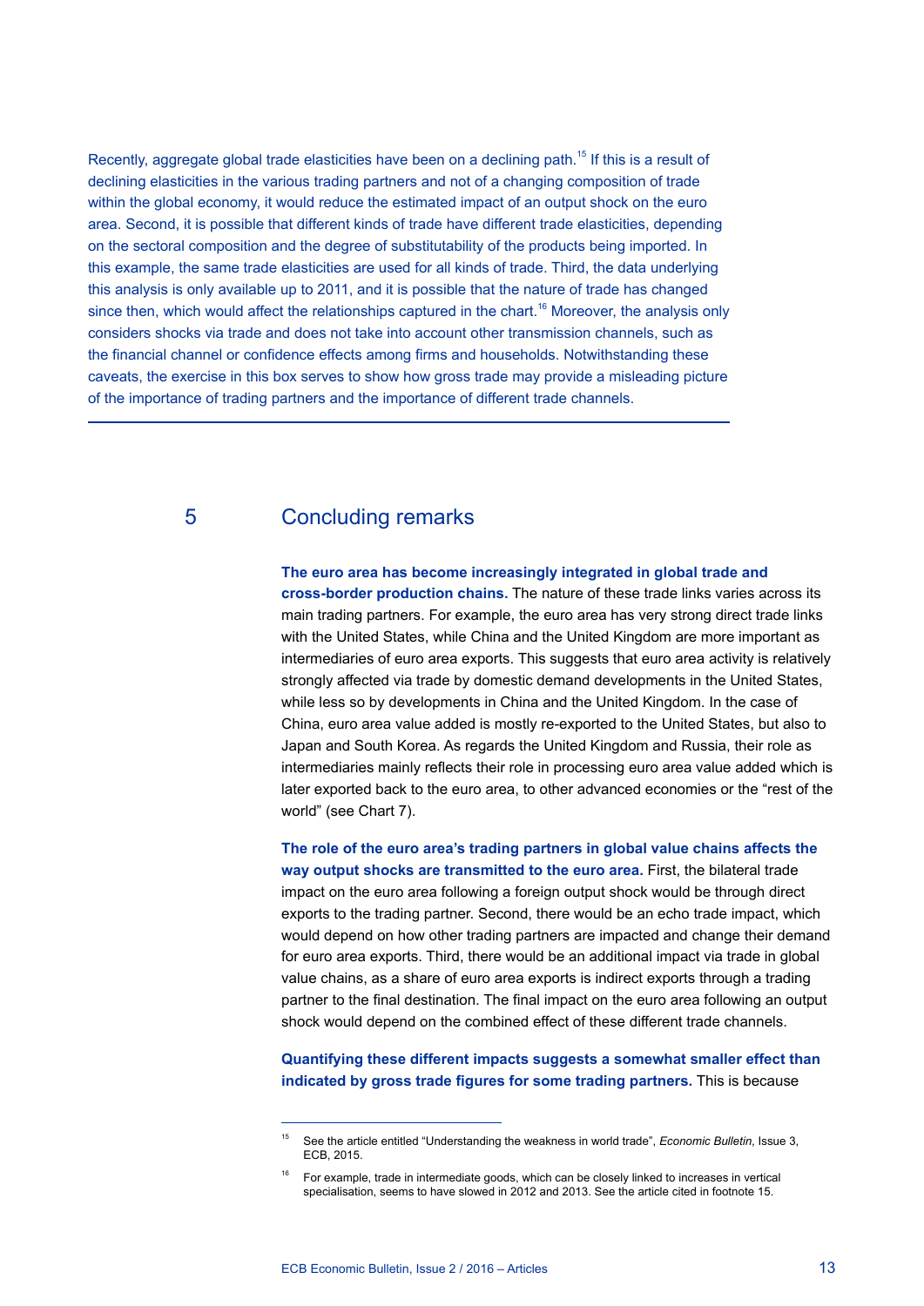Recently, aggregate global trade elasticities have been on a declining path.[15] If this is a result of declining elasticities in the various trading partners and not of a changing composition of trade within the global economy, it would reduce the estimated impact of an output shock on the euro area. Second, it is possible that different kinds of trade have different trade elasticities, depending on the sectoral composition and the degree of substitutability of the products being imported. In this example, the same trade elasticities are used for all kinds of trade. Third, the data underlying this analysis is only available up to 2011, and it is possible that the nature of trade has changed since then, which would affect the relationships captured in the chart.[16] Moreover, the analysis only considers shocks via trade and does not take into account other transmission channels, such as the financial channel or confidence effects among firms and households. Notwithstanding these caveats, the exercise in this box serves to show how gross trade may provide a misleading picture of the importance of trading partners and the importance of different trade channels.

## 5 Concluding remarks

**The euro area has become increasingly integrated in global trade and cross-border production chains.** The nature of these trade links varies across its main trading partners. For example, the euro area has very strong direct trade links with the United States, while China and the United Kingdom are more important as intermediaries of euro area exports. This suggests that euro area activity is relatively strongly affected via trade by domestic demand developments in the United States, while less so by developments in China and the United Kingdom. In the case of China, euro area value added is mostly re-exported to the United States, but also to Japan and South Korea. As regards the United Kingdom and Russia, their role as intermediaries mainly reflects their role in processing euro area value added which is later exported back to the euro area, to other advanced economies or the "rest of the world" (see Chart 7).

**The role of the euro area's trading partners in global value chains affects the way output shocks are transmitted to the euro area.** First, the bilateral trade impact on the euro area following a foreign output shock would be through direct exports to the trading partner. Second, there would be an echo trade impact, which would depend on how other trading partners are impacted and change their demand for euro area exports. Third, there would be an additional impact via trade in global value chains, as a share of euro area exports is indirect exports through a trading partner to the final destination. The final impact on the euro area following an output shock would depend on the combined effect of these different trade channels.

**Quantifying these different impacts suggests a somewhat smaller effect than indicated by gross trade figures for some trading partners.** This is because

---

[15] See the article entitled "Understanding the weakness in world trade", *Economic Bulletin*, Issue 3, ECB, 2015.

[16] For example, trade in intermediate goods, which can be closely linked to increases in vertical specialisation, seems to have slowed in 2012 and 2013. See the article cited in footnote 15.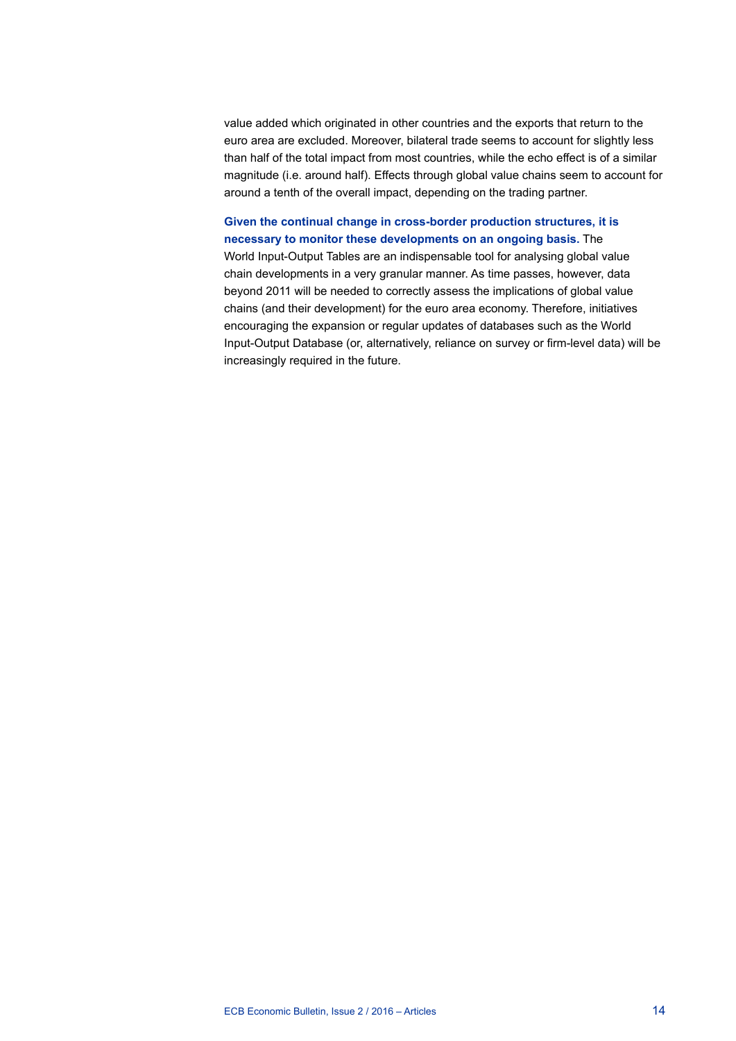value added which originated in other countries and the exports that return to the euro area are excluded. Moreover, bilateral trade seems to account for slightly less than half of the total impact from most countries, while the echo effect is of a similar magnitude (i.e. around half). Effects through global value chains seem to account for around a tenth of the overall impact, depending on the trading partner.

**Given the continual change in cross-border production structures, it is necessary to monitor these developments on an ongoing basis.** The World Input-Output Tables are an indispensable tool for analysing global value chain developments in a very granular manner. As time passes, however, data beyond 2011 will be needed to correctly assess the implications of global value chains (and their development) for the euro area economy. Therefore, initiatives encouraging the expansion or regular updates of databases such as the World Input-Output Database (or, alternatively, reliance on survey or firm-level data) will be increasingly required in the future.